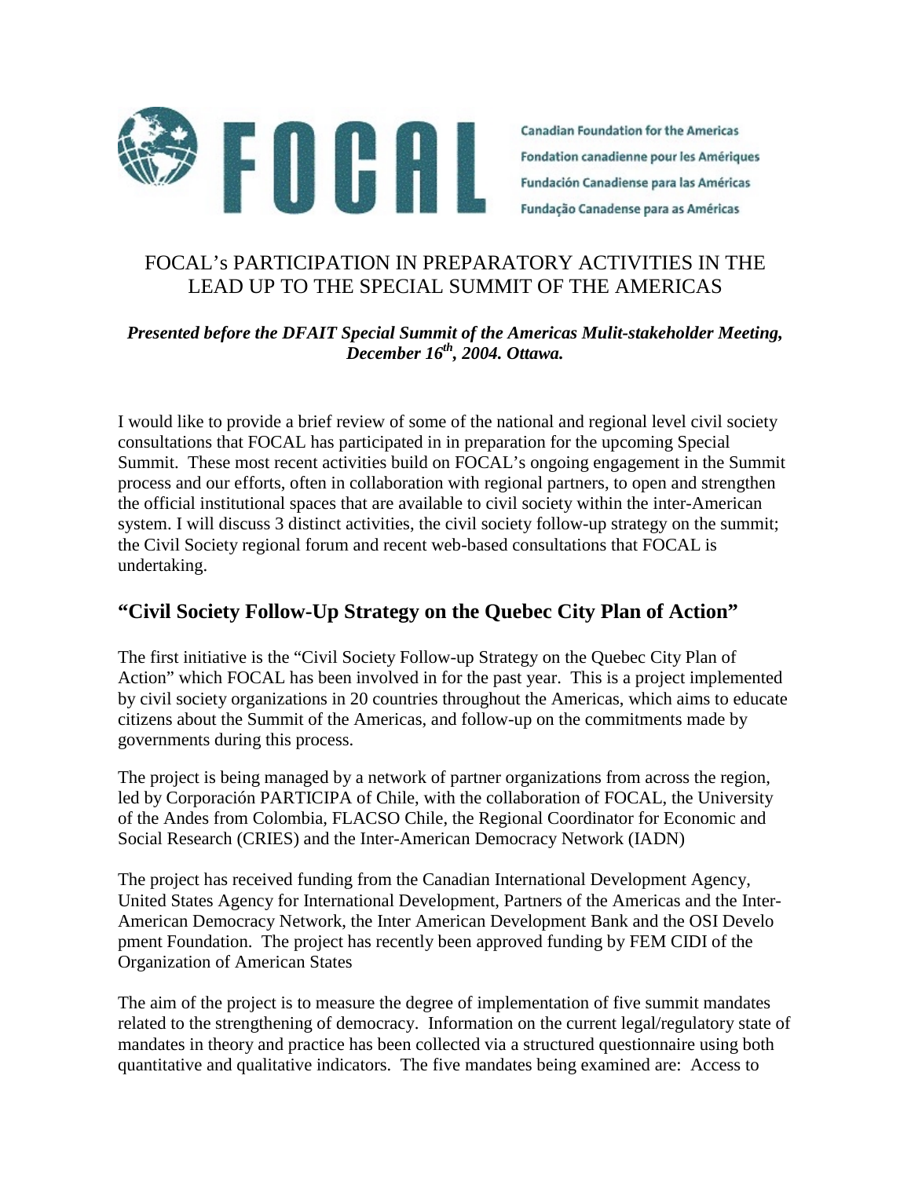Canadian Foundation for the Americas
Fondation canadienne pour les Amériques
Fundación Canadiense para las Américas
Fundação Canadense para as Américas

# FOCAL's PARTICIPATION IN PREPARATORY ACTIVITIES IN THE LEAD UP TO THE SPECIAL SUMMIT OF THE AMERICAS

***Presented before the DFAIT Special Summit of the Americas Mulit-stakeholder Meeting, December 16th, 2004. Ottawa.***

I would like to provide a brief review of some of the national and regional level civil society consultations that FOCAL has participated in in preparation for the upcoming Special Summit. These most recent activities build on FOCAL's ongoing engagement in the Summit process and our efforts, often in collaboration with regional partners, to open and strengthen the official institutional spaces that are available to civil society within the inter-American system. I will discuss 3 distinct activities, the civil society follow-up strategy on the summit; the Civil Society regional forum and recent web-based consultations that FOCAL is undertaking.

## "Civil Society Follow-Up Strategy on the Quebec City Plan of Action"

The first initiative is the "Civil Society Follow-up Strategy on the Quebec City Plan of Action" which FOCAL has been involved in for the past year. This is a project implemented by civil society organizations in 20 countries throughout the Americas, which aims to educate citizens about the Summit of the Americas, and follow-up on the commitments made by governments during this process.

The project is being managed by a network of partner organizations from across the region, led by Corporación PARTICIPA of Chile, with the collaboration of FOCAL, the University of the Andes from Colombia, FLACSO Chile, the Regional Coordinator for Economic and Social Research (CRIES) and the Inter-American Democracy Network (IADN)

The project has received funding from the Canadian International Development Agency, United States Agency for International Development, Partners of the Americas and the Inter-American Democracy Network, the Inter American Development Bank and the OSI Develo pment Foundation. The project has recently been approved funding by FEM CIDI of the Organization of American States

The aim of the project is to measure the degree of implementation of five summit mandates related to the strengthening of democracy. Information on the current legal/regulatory state of mandates in theory and practice has been collected via a structured questionnaire using both quantitative and qualitative indicators. The five mandates being examined are: Access to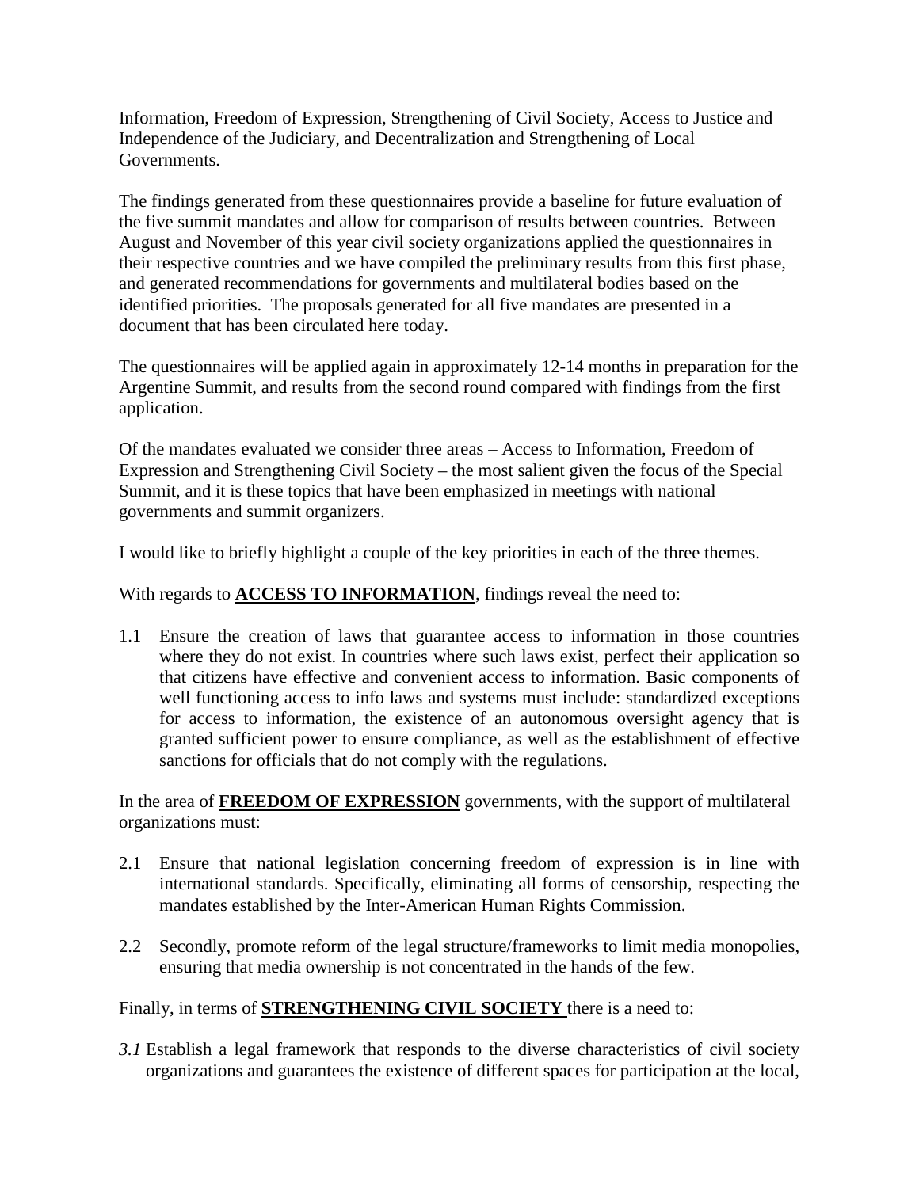Information, Freedom of Expression, Strengthening of Civil Society, Access to Justice and Independence of the Judiciary, and Decentralization and Strengthening of Local Governments.

The findings generated from these questionnaires provide a baseline for future evaluation of the five summit mandates and allow for comparison of results between countries. Between August and November of this year civil society organizations applied the questionnaires in their respective countries and we have compiled the preliminary results from this first phase, and generated recommendations for governments and multilateral bodies based on the identified priorities. The proposals generated for all five mandates are presented in a document that has been circulated here today.

The questionnaires will be applied again in approximately 12-14 months in preparation for the Argentine Summit, and results from the second round compared with findings from the first application.

Of the mandates evaluated we consider three areas – Access to Information, Freedom of Expression and Strengthening Civil Society – the most salient given the focus of the Special Summit, and it is these topics that have been emphasized in meetings with national governments and summit organizers.

I would like to briefly highlight a couple of the key priorities in each of the three themes.

With regards to **<u>ACCESS TO INFORMATION</u>**, findings reveal the need to:

1.1 Ensure the creation of laws that guarantee access to information in those countries where they do not exist. In countries where such laws exist, perfect their application so that citizens have effective and convenient access to information. Basic components of well functioning access to info laws and systems must include: standardized exceptions for access to information, the existence of an autonomous oversight agency that is granted sufficient power to ensure compliance, as well as the establishment of effective sanctions for officials that do not comply with the regulations.

In the area of **<u>FREEDOM OF EXPRESSION</u>** governments, with the support of multilateral organizations must:

2.1 Ensure that national legislation concerning freedom of expression is in line with international standards. Specifically, eliminating all forms of censorship, respecting the mandates established by the Inter-American Human Rights Commission.

2.2 Secondly, promote reform of the legal structure/frameworks to limit media monopolies, ensuring that media ownership is not concentrated in the hands of the few.

Finally, in terms of **<u>STRENGTHENING CIVIL SOCIETY</u>** there is a need to:

*3.1* Establish a legal framework that responds to the diverse characteristics of civil society organizations and guarantees the existence of different spaces for participation at the local,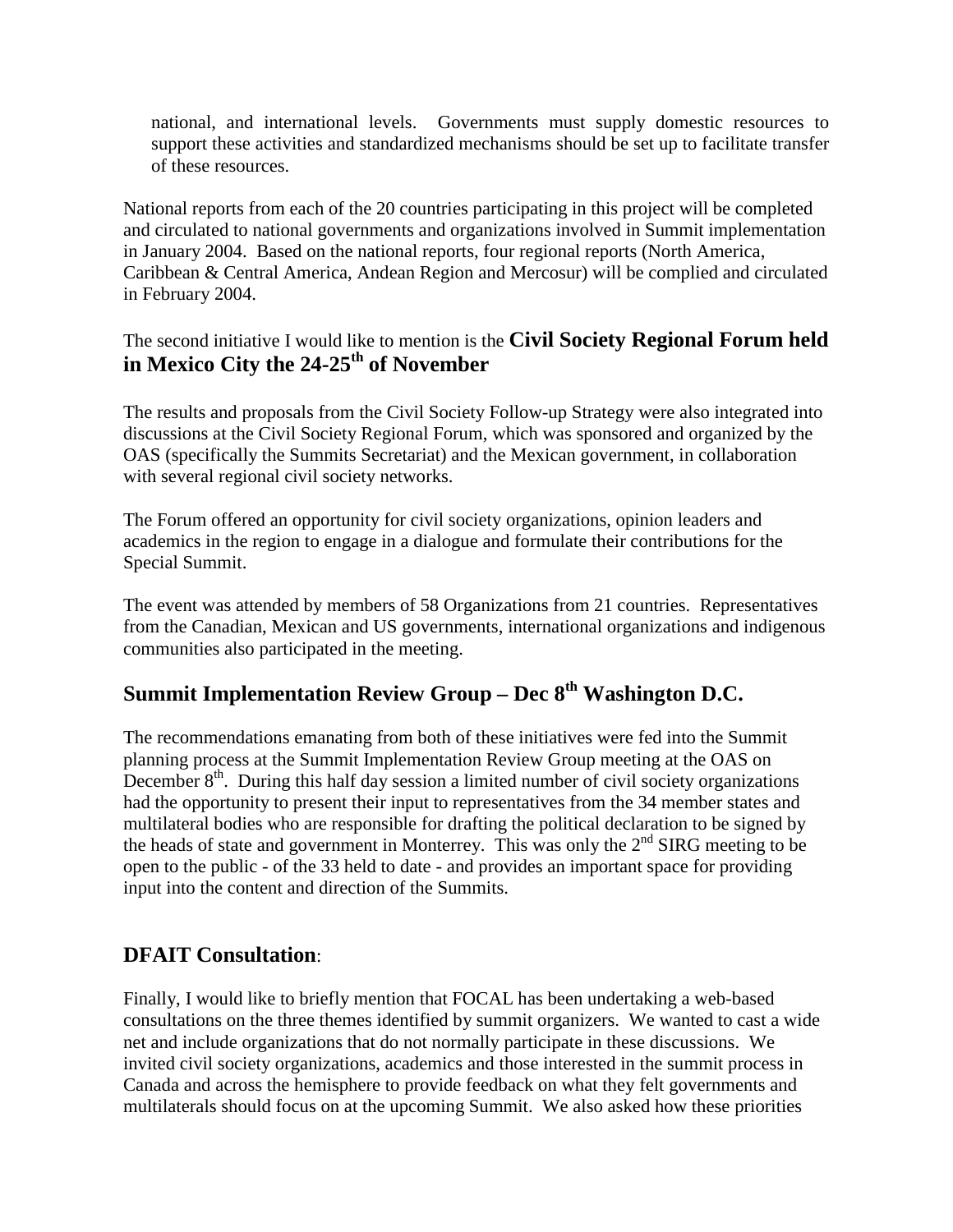national, and international levels. Governments must supply domestic resources to support these activities and standardized mechanisms should be set up to facilitate transfer of these resources.

National reports from each of the 20 countries participating in this project will be completed and circulated to national governments and organizations involved in Summit implementation in January 2004. Based on the national reports, four regional reports (North America, Caribbean & Central America, Andean Region and Mercosur) will be complied and circulated in February 2004.

The second initiative I would like to mention is the **Civil Society Regional Forum held in Mexico City the 24-25th of November**

The results and proposals from the Civil Society Follow-up Strategy were also integrated into discussions at the Civil Society Regional Forum, which was sponsored and organized by the OAS (specifically the Summits Secretariat) and the Mexican government, in collaboration with several regional civil society networks.

The Forum offered an opportunity for civil society organizations, opinion leaders and academics in the region to engage in a dialogue and formulate their contributions for the Special Summit.

The event was attended by members of 58 Organizations from 21 countries. Representatives from the Canadian, Mexican and US governments, international organizations and indigenous communities also participated in the meeting.

## Summit Implementation Review Group – Dec 8th Washington D.C.

The recommendations emanating from both of these initiatives were fed into the Summit planning process at the Summit Implementation Review Group meeting at the OAS on December 8th. During this half day session a limited number of civil society organizations had the opportunity to present their input to representatives from the 34 member states and multilateral bodies who are responsible for drafting the political declaration to be signed by the heads of state and government in Monterrey. This was only the 2nd SIRG meeting to be open to the public - of the 33 held to date - and provides an important space for providing input into the content and direction of the Summits.

## DFAIT Consultation:

Finally, I would like to briefly mention that FOCAL has been undertaking a web-based consultations on the three themes identified by summit organizers. We wanted to cast a wide net and include organizations that do not normally participate in these discussions. We invited civil society organizations, academics and those interested in the summit process in Canada and across the hemisphere to provide feedback on what they felt governments and multilaterals should focus on at the upcoming Summit. We also asked how these priorities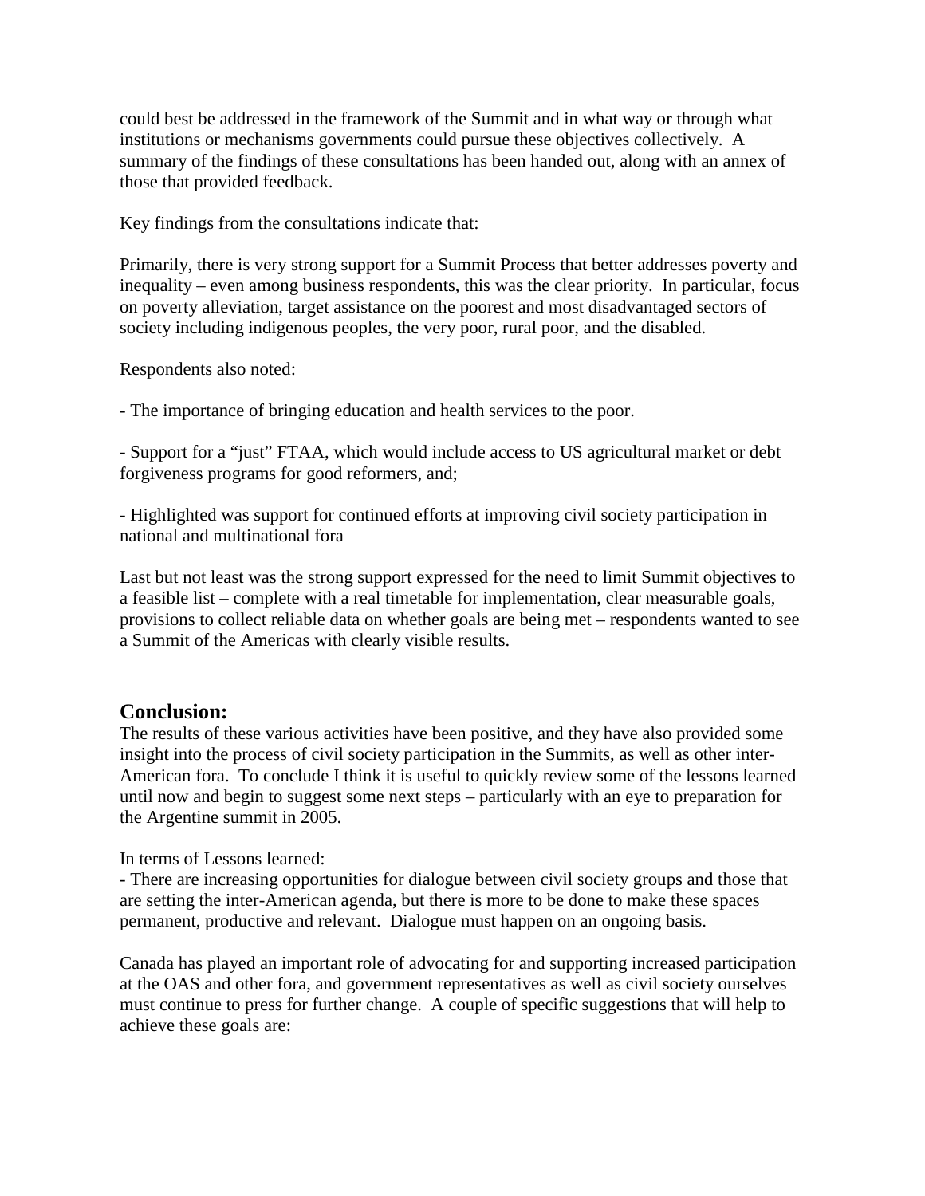could best be addressed in the framework of the Summit and in what way or through what institutions or mechanisms governments could pursue these objectives collectively. A summary of the findings of these consultations has been handed out, along with an annex of those that provided feedback.

Key findings from the consultations indicate that:

Primarily, there is very strong support for a Summit Process that better addresses poverty and inequality – even among business respondents, this was the clear priority. In particular, focus on poverty alleviation, target assistance on the poorest and most disadvantaged sectors of society including indigenous peoples, the very poor, rural poor, and the disabled.

Respondents also noted:

- The importance of bringing education and health services to the poor.

- Support for a "just" FTAA, which would include access to US agricultural market or debt forgiveness programs for good reformers, and;

- Highlighted was support for continued efforts at improving civil society participation in national and multinational fora

Last but not least was the strong support expressed for the need to limit Summit objectives to a feasible list – complete with a real timetable for implementation, clear measurable goals, provisions to collect reliable data on whether goals are being met – respondents wanted to see a Summit of the Americas with clearly visible results.

## Conclusion:

The results of these various activities have been positive, and they have also provided some insight into the process of civil society participation in the Summits, as well as other inter-American fora. To conclude I think it is useful to quickly review some of the lessons learned until now and begin to suggest some next steps – particularly with an eye to preparation for the Argentine summit in 2005.

In terms of Lessons learned:

- There are increasing opportunities for dialogue between civil society groups and those that are setting the inter-American agenda, but there is more to be done to make these spaces permanent, productive and relevant. Dialogue must happen on an ongoing basis.

Canada has played an important role of advocating for and supporting increased participation at the OAS and other fora, and government representatives as well as civil society ourselves must continue to press for further change. A couple of specific suggestions that will help to achieve these goals are: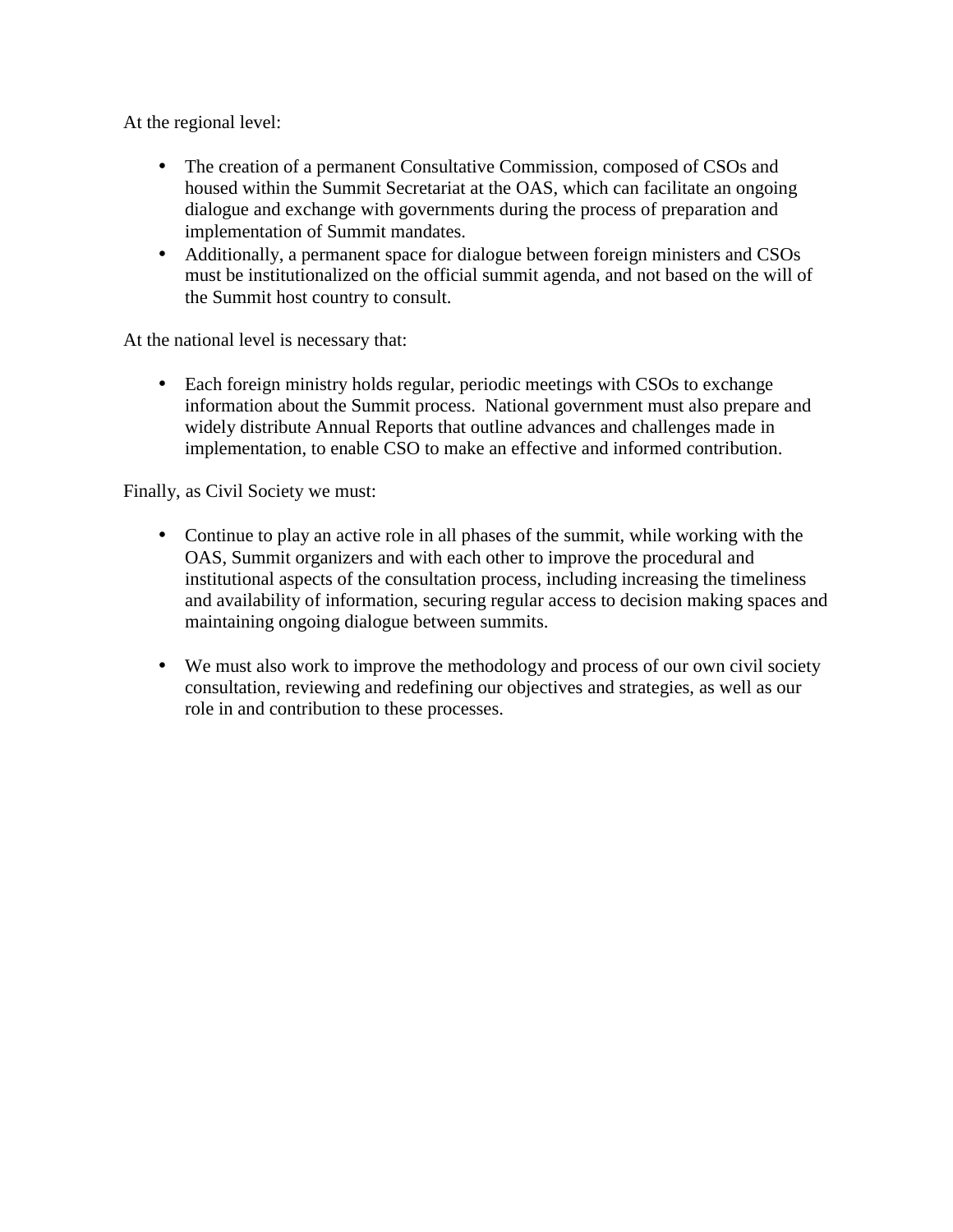At the regional level:

- The creation of a permanent Consultative Commission, composed of CSOs and housed within the Summit Secretariat at the OAS, which can facilitate an ongoing dialogue and exchange with governments during the process of preparation and implementation of Summit mandates.
- Additionally, a permanent space for dialogue between foreign ministers and CSOs must be institutionalized on the official summit agenda, and not based on the will of the Summit host country to consult.

At the national level is necessary that:

- Each foreign ministry holds regular, periodic meetings with CSOs to exchange information about the Summit process. National government must also prepare and widely distribute Annual Reports that outline advances and challenges made in implementation, to enable CSO to make an effective and informed contribution.

Finally, as Civil Society we must:

- Continue to play an active role in all phases of the summit, while working with the OAS, Summit organizers and with each other to improve the procedural and institutional aspects of the consultation process, including increasing the timeliness and availability of information, securing regular access to decision making spaces and maintaining ongoing dialogue between summits.

- We must also work to improve the methodology and process of our own civil society consultation, reviewing and redefining our objectives and strategies, as well as our role in and contribution to these processes.